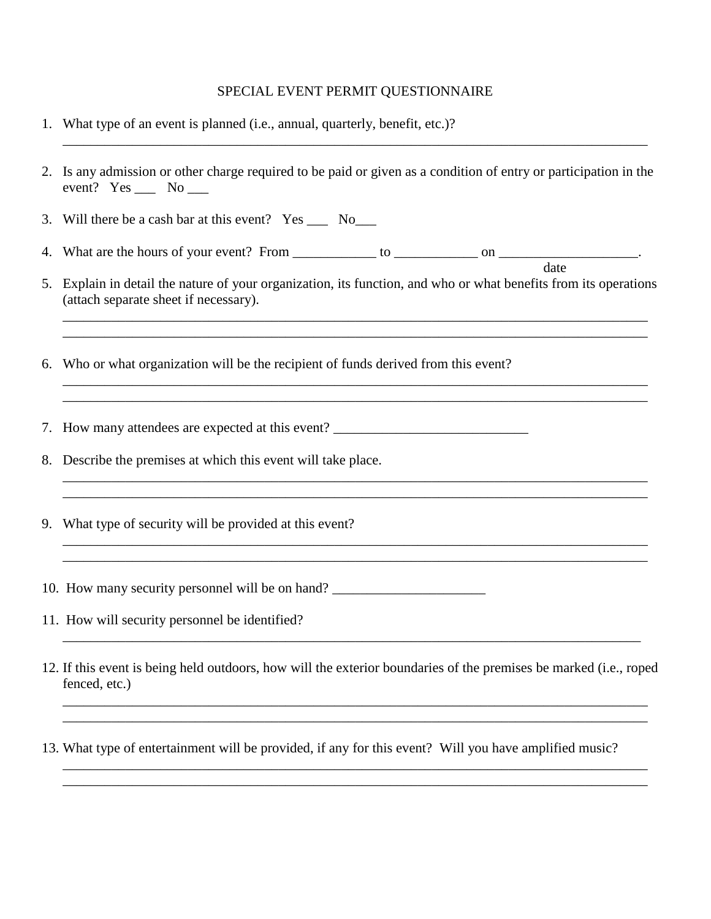# SPECIAL EVENT PERMIT QUESTIONNAIRE

1. What type of an event is planned (i.e., annual, quarterly, benefit, etc.)?
   ______________________________________________________________________________________

2. Is any admission or other charge required to be paid or given as a condition of entry or participation in the event? Yes ___ No ___

3. Will there be a cash bar at this event? Yes ___ No___

4. What are the hours of your event? From ____________ to ____________ on ____________________.
   date

5. Explain in detail the nature of your organization, its function, and who or what benefits from its operations (attach separate sheet if necessary).
   ______________________________________________________________________________________
   ______________________________________________________________________________________

6. Who or what organization will be the recipient of funds derived from this event?
   ______________________________________________________________________________________
   ______________________________________________________________________________________

7. How many attendees are expected at this event? ____________________________

8. Describe the premises at which this event will take place.
   ______________________________________________________________________________________
   ______________________________________________________________________________________

9. What type of security will be provided at this event?
   ______________________________________________________________________________________
   ______________________________________________________________________________________

10. How many security personnel will be on hand? ______________________

11. How will security personnel be identified?
    ______________________________________________________________________________________

12. If this event is being held outdoors, how will the exterior boundaries of the premises be marked (i.e., roped fenced, etc.)
    ______________________________________________________________________________________
    ______________________________________________________________________________________

13. What type of entertainment will be provided, if any for this event? Will you have amplified music?
    ______________________________________________________________________________________
    ______________________________________________________________________________________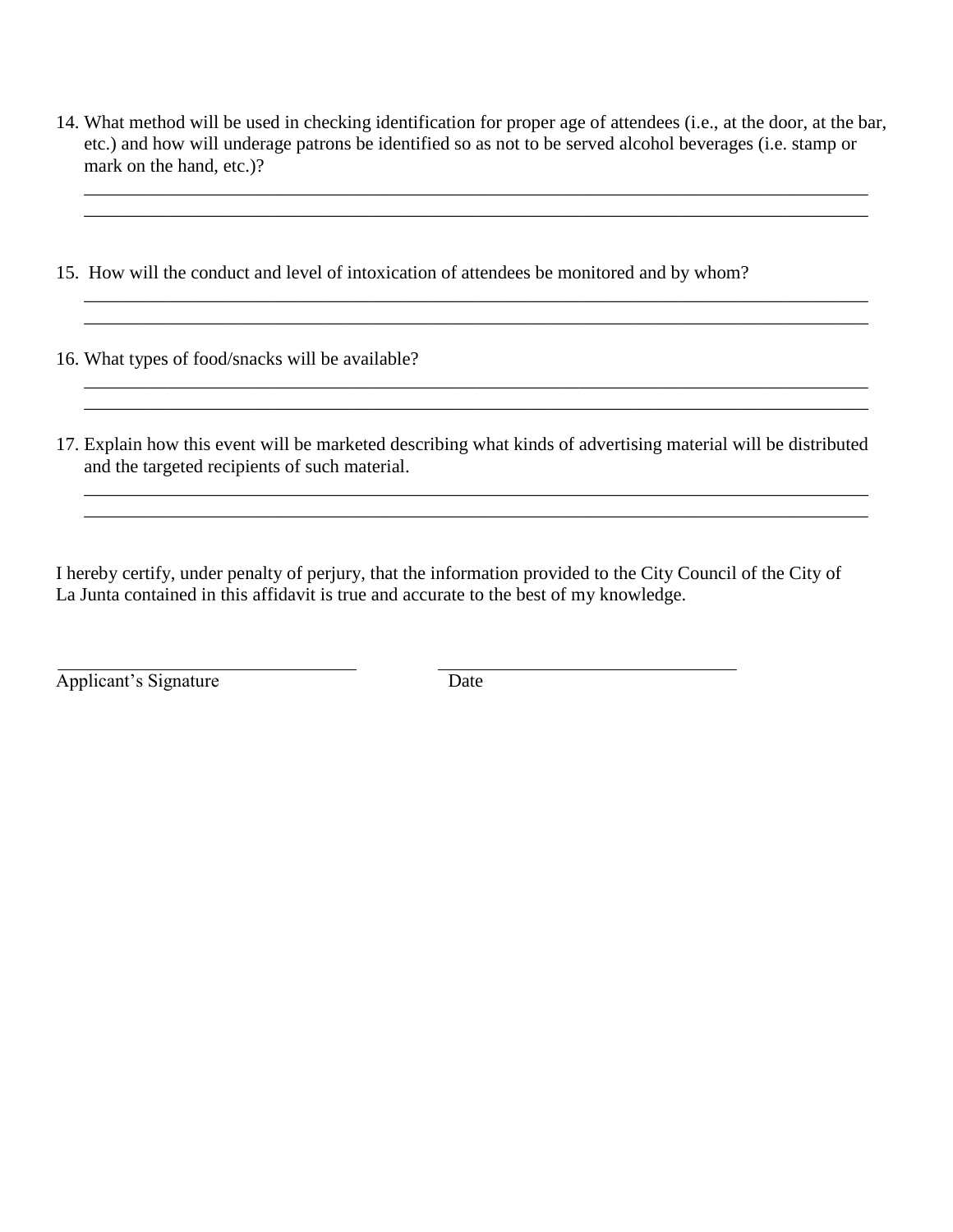14. What method will be used in checking identification for proper age of attendees (i.e., at the door, at the bar, etc.) and how will underage patrons be identified so as not to be served alcohol beverages (i.e. stamp or mark on the hand, etc.)?

_______________________________________________________________________________________
_______________________________________________________________________________________

15. How will the conduct and level of intoxication of attendees be monitored and by whom?

_______________________________________________________________________________________
_______________________________________________________________________________________

16. What types of food/snacks will be available?

_______________________________________________________________________________________
_______________________________________________________________________________________

17. Explain how this event will be marketed describing what kinds of advertising material will be distributed and the targeted recipients of such material.

_______________________________________________________________________________________
_______________________________________________________________________________________

I hereby certify, under penalty of perjury, that the information provided to the City Council of the City of La Junta contained in this affidavit is true and accurate to the best of my knowledge.

_______________________________ _______________________________

Applicant's Signature Date